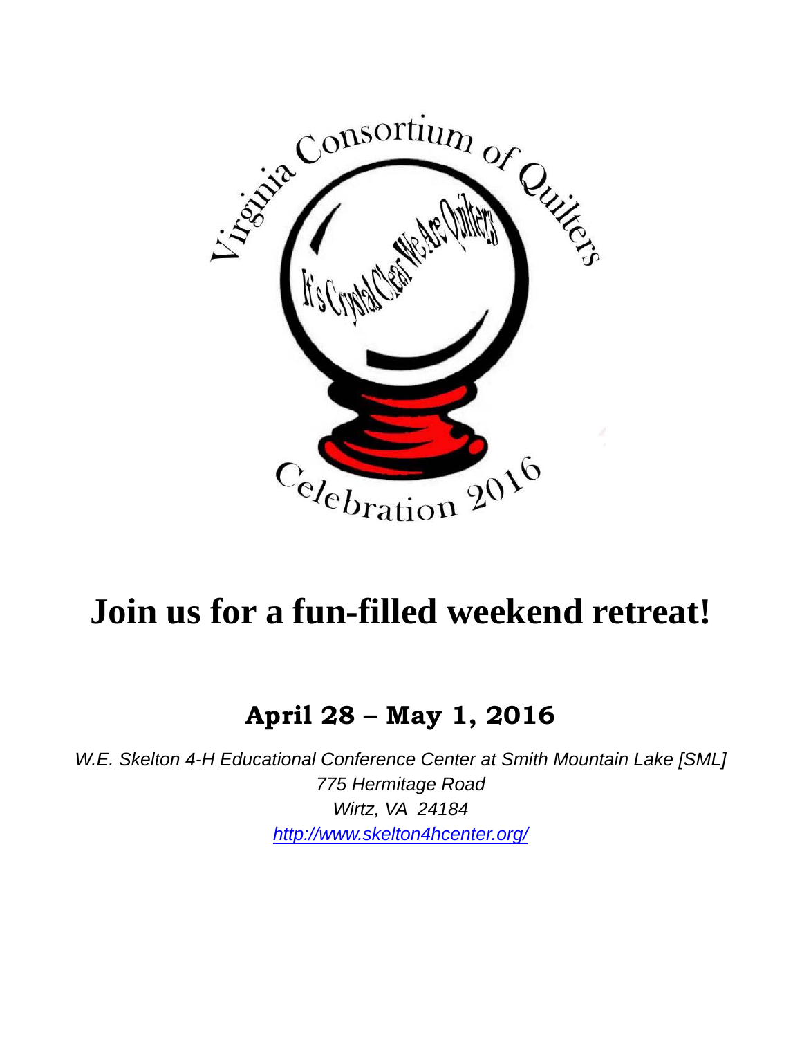Virginia Consortium of Quilters

It's Crystal Clear We Are Quilters

Celebration 2016

# Join us for a fun-filled weekend retreat!

## April 28 – May 1, 2016

*W.E. Skelton 4-H Educational Conference Center at Smith Mountain Lake [SML]*
*775 Hermitage Road*
*Wirtz, VA 24184*
*http://www.skelton4hcenter.org/*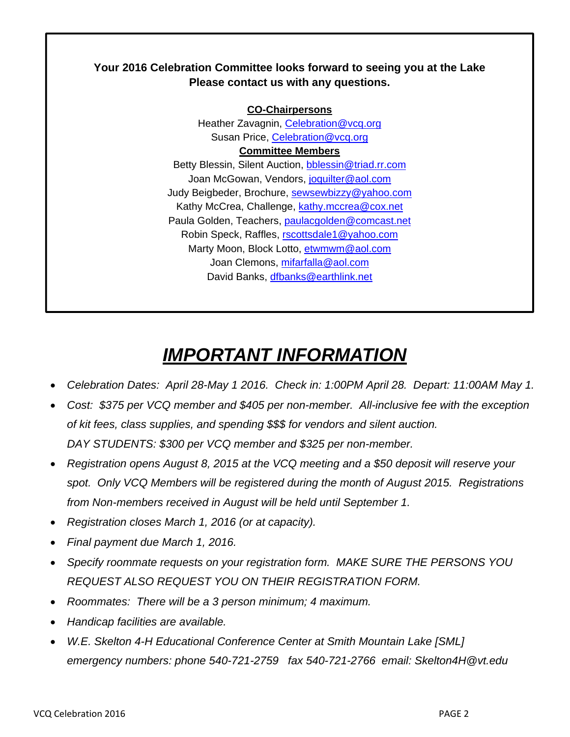**Your 2016 Celebration Committee looks forward to seeing you at the Lake**
**Please contact us with any questions.**

**CO-Chairpersons**

Heather Zavagnin, Celebration@vcq.org
Susan Price, Celebration@vcq.org

**Committee Members**

Betty Blessin, Silent Auction, bblessin@triad.rr.com
Joan McGowan, Vendors, joquilter@aol.com
Judy Beigbeder, Brochure, sewsewbizzy@yahoo.com
Kathy McCrea, Challenge, kathy.mccrea@cox.net
Paula Golden, Teachers, paulacgolden@comcast.net
Robin Speck, Raffles, rscottsdale1@yahoo.com
Marty Moon, Block Lotto, etwmwm@aol.com
Joan Clemons, mifarfalla@aol.com
David Banks, dfbanks@earthlink.net

# *IMPORTANT INFORMATION*

- *Celebration Dates: April 28-May 1 2016. Check in: 1:00PM April 28. Depart: 11:00AM May 1.*
- *Cost: $375 per VCQ member and $405 per non-member. All-inclusive fee with the exception of kit fees, class supplies, and spending $$$ for vendors and silent auction.*
  *DAY STUDENTS: $300 per VCQ member and $325 per non-member.*
- *Registration opens August 8, 2015 at the VCQ meeting and a $50 deposit will reserve your spot. Only VCQ Members will be registered during the month of August 2015. Registrations from Non-members received in August will be held until September 1.*
- *Registration closes March 1, 2016 (or at capacity).*
- *Final payment due March 1, 2016.*
- *Specify roommate requests on your registration form. MAKE SURE THE PERSONS YOU REQUEST ALSO REQUEST YOU ON THEIR REGISTRATION FORM.*
- *Roommates: There will be a 3 person minimum; 4 maximum.*
- *Handicap facilities are available.*
- *W.E. Skelton 4-H Educational Conference Center at Smith Mountain Lake [SML] emergency numbers: phone 540-721-2759 fax 540-721-2766 email: Skelton4H@vt.edu*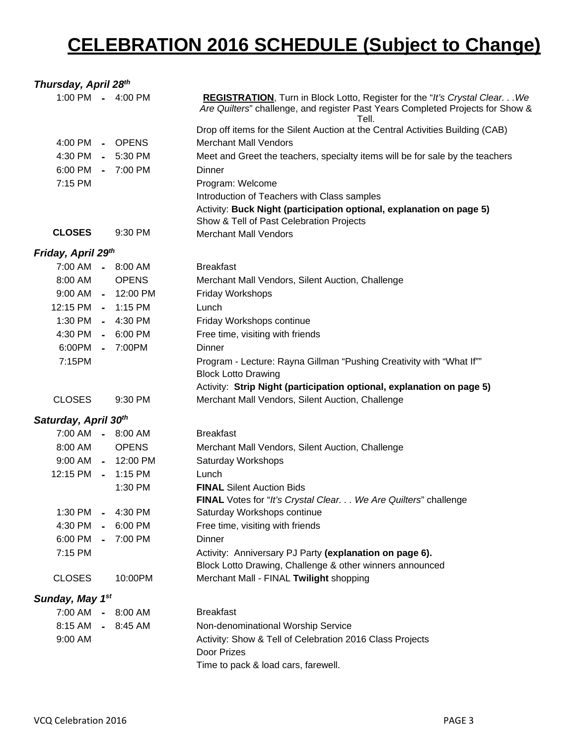# CELEBRATION 2016 SCHEDULE (Subject to Change)

### *Thursday, April 28th*

| Start | | End | Event |
|---|---|---|---|
| 1:00 PM | - | 4:00 PM | **REGISTRATION**, Turn in Block Lotto, Register for the "*It's Crystal Clear. . .We Are Quilters*" challenge, and register Past Years Completed Projects for Show & Tell. |
| | | | Drop off items for the Silent Auction at the Central Activities Building (CAB) |
| 4:00 PM | - | OPENS | Merchant Mall Vendors |
| 4:30 PM | - | 5:30 PM | Meet and Greet the teachers, specialty items will be for sale by the teachers |
| 6:00 PM | - | 7:00 PM | Dinner |
| 7:15 PM | | | Program: Welcome |
| | | | Introduction of Teachers with Class samples |
| | | | Activity: **Buck Night (participation optional, explanation on page 5)** |
| | | | Show & Tell of Past Celebration Projects |
| **CLOSES** | | 9:30 PM | Merchant Mall Vendors |

### *Friday, April 29th*

| Start | | End | Event |
|---|---|---|---|
| 7:00 AM | - | 8:00 AM | Breakfast |
| 8:00 AM | | OPENS | Merchant Mall Vendors, Silent Auction, Challenge |
| 9:00 AM | - | 12:00 PM | Friday Workshops |
| 12:15 PM | - | 1:15 PM | Lunch |
| 1:30 PM | - | 4:30 PM | Friday Workshops continue |
| 4:30 PM | - | 6:00 PM | Free time, visiting with friends |
| 6:00PM | - | 7:00PM | Dinner |
| 7:15PM | | | Program - Lecture: Rayna Gillman "Pushing Creativity with "What If"" |
| | | | Block Lotto Drawing |
| | | | Activity: **Strip Night (participation optional, explanation on page 5)** |
| CLOSES | | 9:30 PM | Merchant Mall Vendors, Silent Auction, Challenge |

### *Saturday, April 30th*

| Start | | End | Event |
|---|---|---|---|
| 7:00 AM | - | 8:00 AM | Breakfast |
| 8:00 AM | | OPENS | Merchant Mall Vendors, Silent Auction, Challenge |
| 9:00 AM | - | 12:00 PM | Saturday Workshops |
| 12:15 PM | - | 1:15 PM | Lunch |
| | | 1:30 PM | **FINAL** Silent Auction Bids |
| | | | **FINAL** Votes for "*It's Crystal Clear. . . We Are Quilters*" challenge |
| 1:30 PM | - | 4:30 PM | Saturday Workshops continue |
| 4:30 PM | - | 6:00 PM | Free time, visiting with friends |
| 6:00 PM | - | 7:00 PM | Dinner |
| 7:15 PM | | | Activity: Anniversary PJ Party **(explanation on page 6).** |
| | | | Block Lotto Drawing, Challenge & other winners announced |
| CLOSES | | 10:00PM | Merchant Mall - FINAL **Twilight** shopping |

### *Sunday, May 1st*

| Start | | End | Event |
|---|---|---|---|
| 7:00 AM | - | 8:00 AM | Breakfast |
| 8:15 AM | - | 8:45 AM | Non-denominational Worship Service |
| 9:00 AM | | | Activity: Show & Tell of Celebration 2016 Class Projects |
| | | | Door Prizes |
| | | | Time to pack & load cars, farewell. |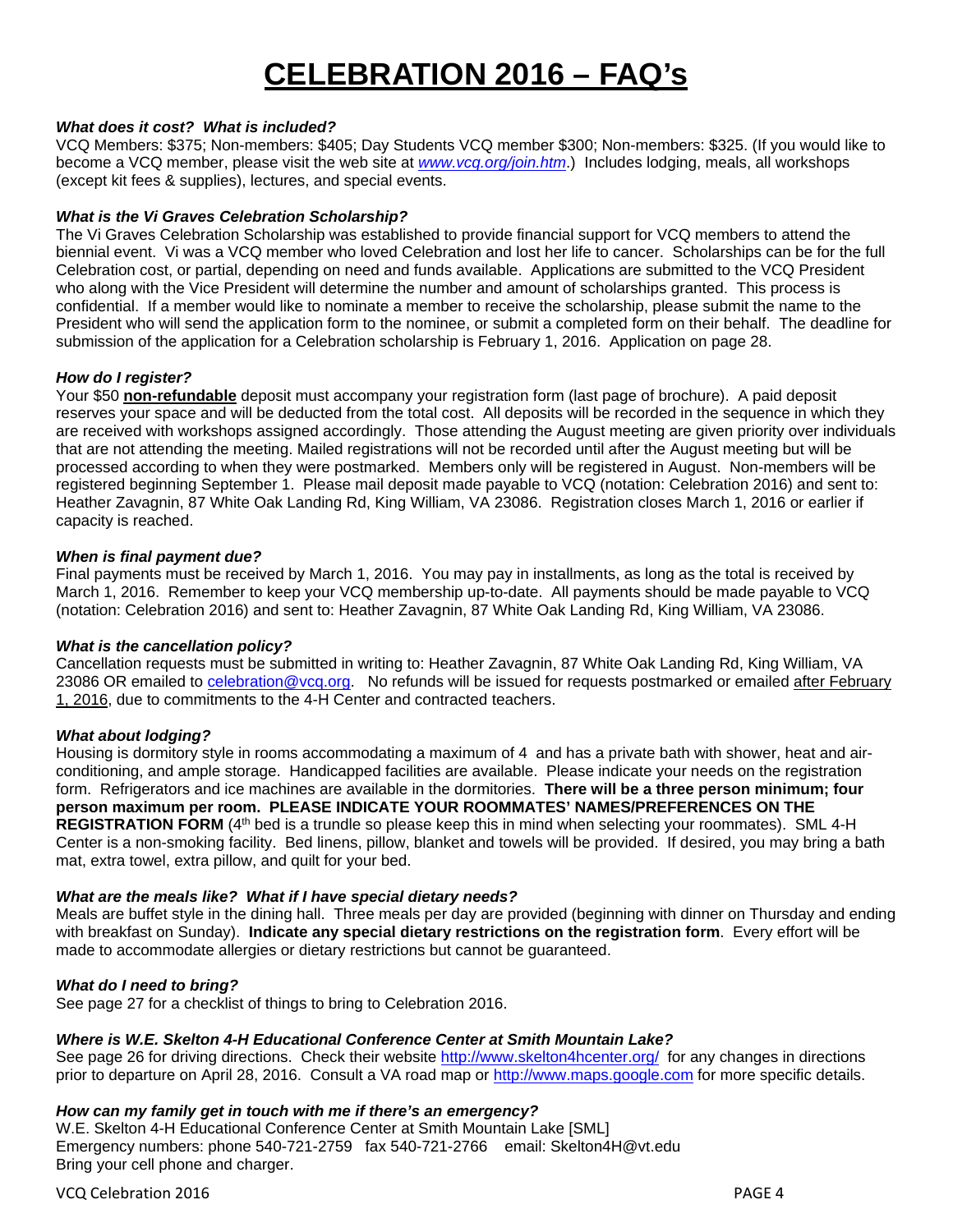# CELEBRATION 2016 – FAQ's

***What does it cost? What is included?***

VCQ Members: $375; Non-members: $405; Day Students VCQ member $300; Non-members: $325. (If you would like to become a VCQ member, please visit the web site at *www.vcq.org/join.htm*.) Includes lodging, meals, all workshops (except kit fees & supplies), lectures, and special events.

***What is the Vi Graves Celebration Scholarship?***

The Vi Graves Celebration Scholarship was established to provide financial support for VCQ members to attend the biennial event. Vi was a VCQ member who loved Celebration and lost her life to cancer. Scholarships can be for the full Celebration cost, or partial, depending on need and funds available. Applications are submitted to the VCQ President who along with the Vice President will determine the number and amount of scholarships granted. This process is confidential. If a member would like to nominate a member to receive the scholarship, please submit the name to the President who will send the application form to the nominee, or submit a completed form on their behalf. The deadline for submission of the application for a Celebration scholarship is February 1, 2016. Application on page 28.

***How do I register?***

Your $50 **non-refundable** deposit must accompany your registration form (last page of brochure). A paid deposit reserves your space and will be deducted from the total cost. All deposits will be recorded in the sequence in which they are received with workshops assigned accordingly. Those attending the August meeting are given priority over individuals that are not attending the meeting. Mailed registrations will not be recorded until after the August meeting but will be processed according to when they were postmarked. Members only will be registered in August. Non-members will be registered beginning September 1. Please mail deposit made payable to VCQ (notation: Celebration 2016) and sent to: Heather Zavagnin, 87 White Oak Landing Rd, King William, VA 23086. Registration closes March 1, 2016 or earlier if capacity is reached.

***When is final payment due?***

Final payments must be received by March 1, 2016. You may pay in installments, as long as the total is received by March 1, 2016. Remember to keep your VCQ membership up-to-date. All payments should be made payable to VCQ (notation: Celebration 2016) and sent to: Heather Zavagnin, 87 White Oak Landing Rd, King William, VA 23086.

***What is the cancellation policy?***

Cancellation requests must be submitted in writing to: Heather Zavagnin, 87 White Oak Landing Rd, King William, VA 23086 OR emailed to celebration@vcq.org. No refunds will be issued for requests postmarked or emailed after February 1, 2016, due to commitments to the 4-H Center and contracted teachers.

***What about lodging?***

Housing is dormitory style in rooms accommodating a maximum of 4 and has a private bath with shower, heat and air-conditioning, and ample storage. Handicapped facilities are available. Please indicate your needs on the registration form. Refrigerators and ice machines are available in the dormitories. **There will be a three person minimum; four person maximum per room. PLEASE INDICATE YOUR ROOMMATES' NAMES/PREFERENCES ON THE REGISTRATION FORM** (4th bed is a trundle so please keep this in mind when selecting your roommates). SML 4-H Center is a non-smoking facility. Bed linens, pillow, blanket and towels will be provided. If desired, you may bring a bath mat, extra towel, extra pillow, and quilt for your bed.

***What are the meals like? What if I have special dietary needs?***

Meals are buffet style in the dining hall. Three meals per day are provided (beginning with dinner on Thursday and ending with breakfast on Sunday). **Indicate any special dietary restrictions on the registration form**. Every effort will be made to accommodate allergies or dietary restrictions but cannot be guaranteed.

***What do I need to bring?***

See page 27 for a checklist of things to bring to Celebration 2016.

***Where is W.E. Skelton 4-H Educational Conference Center at Smith Mountain Lake?***

See page 26 for driving directions. Check their website http://www.skelton4hcenter.org/ for any changes in directions prior to departure on April 28, 2016. Consult a VA road map or http://www.maps.google.com for more specific details.

***How can my family get in touch with me if there's an emergency?***

W.E. Skelton 4-H Educational Conference Center at Smith Mountain Lake [SML]
Emergency numbers: phone 540-721-2759 fax 540-721-2766 email: Skelton4H@vt.edu
Bring your cell phone and charger.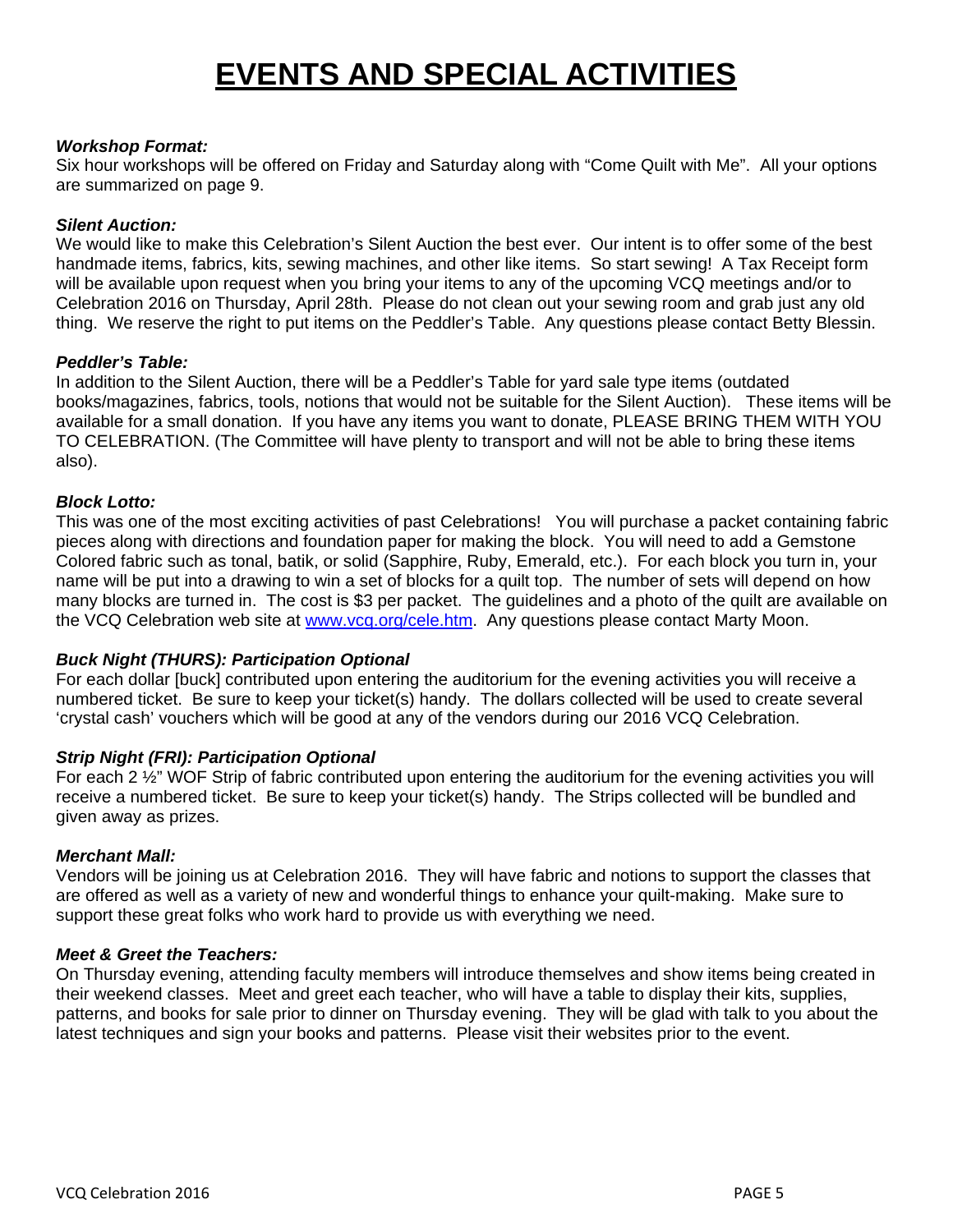# EVENTS AND SPECIAL ACTIVITIES

***Workshop Format:***
Six hour workshops will be offered on Friday and Saturday along with "Come Quilt with Me". All your options are summarized on page 9.

***Silent Auction:***
We would like to make this Celebration's Silent Auction the best ever. Our intent is to offer some of the best handmade items, fabrics, kits, sewing machines, and other like items. So start sewing! A Tax Receipt form will be available upon request when you bring your items to any of the upcoming VCQ meetings and/or to Celebration 2016 on Thursday, April 28th. Please do not clean out your sewing room and grab just any old thing. We reserve the right to put items on the Peddler's Table. Any questions please contact Betty Blessin.

***Peddler's Table:***
In addition to the Silent Auction, there will be a Peddler's Table for yard sale type items (outdated books/magazines, fabrics, tools, notions that would not be suitable for the Silent Auction). These items will be available for a small donation. If you have any items you want to donate, PLEASE BRING THEM WITH YOU TO CELEBRATION. (The Committee will have plenty to transport and will not be able to bring these items also).

***Block Lotto:***
This was one of the most exciting activities of past Celebrations! You will purchase a packet containing fabric pieces along with directions and foundation paper for making the block. You will need to add a Gemstone Colored fabric such as tonal, batik, or solid (Sapphire, Ruby, Emerald, etc.). For each block you turn in, your name will be put into a drawing to win a set of blocks for a quilt top. The number of sets will depend on how many blocks are turned in. The cost is $3 per packet. The guidelines and a photo of the quilt are available on the VCQ Celebration web site at [www.vcq.org/cele.htm](http://www.vcq.org/cele.htm). Any questions please contact Marty Moon.

***Buck Night (THURS): Participation Optional***
For each dollar [buck] contributed upon entering the auditorium for the evening activities you will receive a numbered ticket. Be sure to keep your ticket(s) handy. The dollars collected will be used to create several 'crystal cash' vouchers which will be good at any of the vendors during our 2016 VCQ Celebration.

***Strip Night (FRI): Participation Optional***
For each 2 ½" WOF Strip of fabric contributed upon entering the auditorium for the evening activities you will receive a numbered ticket. Be sure to keep your ticket(s) handy. The Strips collected will be bundled and given away as prizes.

***Merchant Mall:***
Vendors will be joining us at Celebration 2016. They will have fabric and notions to support the classes that are offered as well as a variety of new and wonderful things to enhance your quilt-making. Make sure to support these great folks who work hard to provide us with everything we need.

***Meet & Greet the Teachers:***
On Thursday evening, attending faculty members will introduce themselves and show items being created in their weekend classes. Meet and greet each teacher, who will have a table to display their kits, supplies, patterns, and books for sale prior to dinner on Thursday evening. They will be glad with talk to you about the latest techniques and sign your books and patterns. Please visit their websites prior to the event.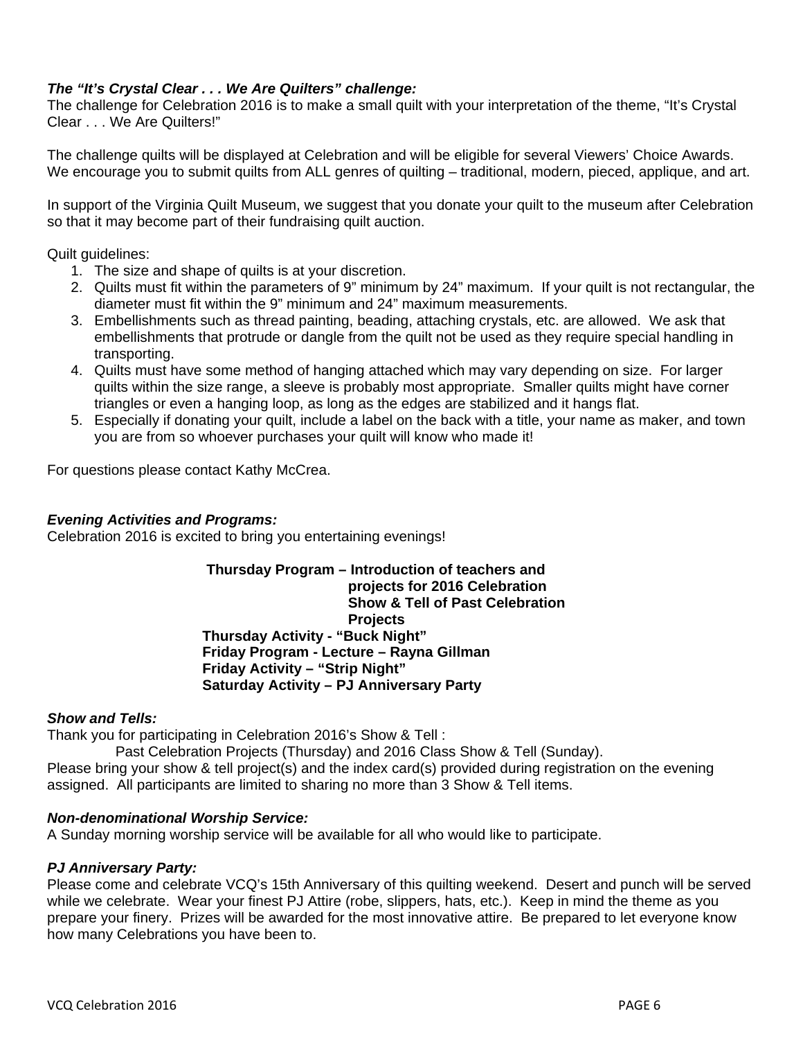***The "It's Crystal Clear . . . We Are Quilters" challenge:***
The challenge for Celebration 2016 is to make a small quilt with your interpretation of the theme, "It's Crystal Clear . . . We Are Quilters!"

The challenge quilts will be displayed at Celebration and will be eligible for several Viewers' Choice Awards. We encourage you to submit quilts from ALL genres of quilting – traditional, modern, pieced, applique, and art.

In support of the Virginia Quilt Museum, we suggest that you donate your quilt to the museum after Celebration so that it may become part of their fundraising quilt auction.

Quilt guidelines:

1. The size and shape of quilts is at your discretion.
2. Quilts must fit within the parameters of 9" minimum by 24" maximum. If your quilt is not rectangular, the diameter must fit within the 9" minimum and 24" maximum measurements.
3. Embellishments such as thread painting, beading, attaching crystals, etc. are allowed. We ask that embellishments that protrude or dangle from the quilt not be used as they require special handling in transporting.
4. Quilts must have some method of hanging attached which may vary depending on size. For larger quilts within the size range, a sleeve is probably most appropriate. Smaller quilts might have corner triangles or even a hanging loop, as long as the edges are stabilized and it hangs flat.
5. Especially if donating your quilt, include a label on the back with a title, your name as maker, and town you are from so whoever purchases your quilt will know who made it!

For questions please contact Kathy McCrea.

***Evening Activities and Programs:***
Celebration 2016 is excited to bring you entertaining evenings!

**Thursday Program – Introduction of teachers and projects for 2016 Celebration**
**Show & Tell of Past Celebration Projects**
**Thursday Activity - "Buck Night"**
**Friday Program - Lecture – Rayna Gillman**
**Friday Activity – "Strip Night"**
**Saturday Activity – PJ Anniversary Party**

***Show and Tells:***
Thank you for participating in Celebration 2016's Show & Tell :
Past Celebration Projects (Thursday) and 2016 Class Show & Tell (Sunday).
Please bring your show & tell project(s) and the index card(s) provided during registration on the evening assigned. All participants are limited to sharing no more than 3 Show & Tell items.

***Non-denominational Worship Service:***
A Sunday morning worship service will be available for all who would like to participate.

***PJ Anniversary Party:***
Please come and celebrate VCQ's 15th Anniversary of this quilting weekend. Desert and punch will be served while we celebrate. Wear your finest PJ Attire (robe, slippers, hats, etc.). Keep in mind the theme as you prepare your finery. Prizes will be awarded for the most innovative attire. Be prepared to let everyone know how many Celebrations you have been to.